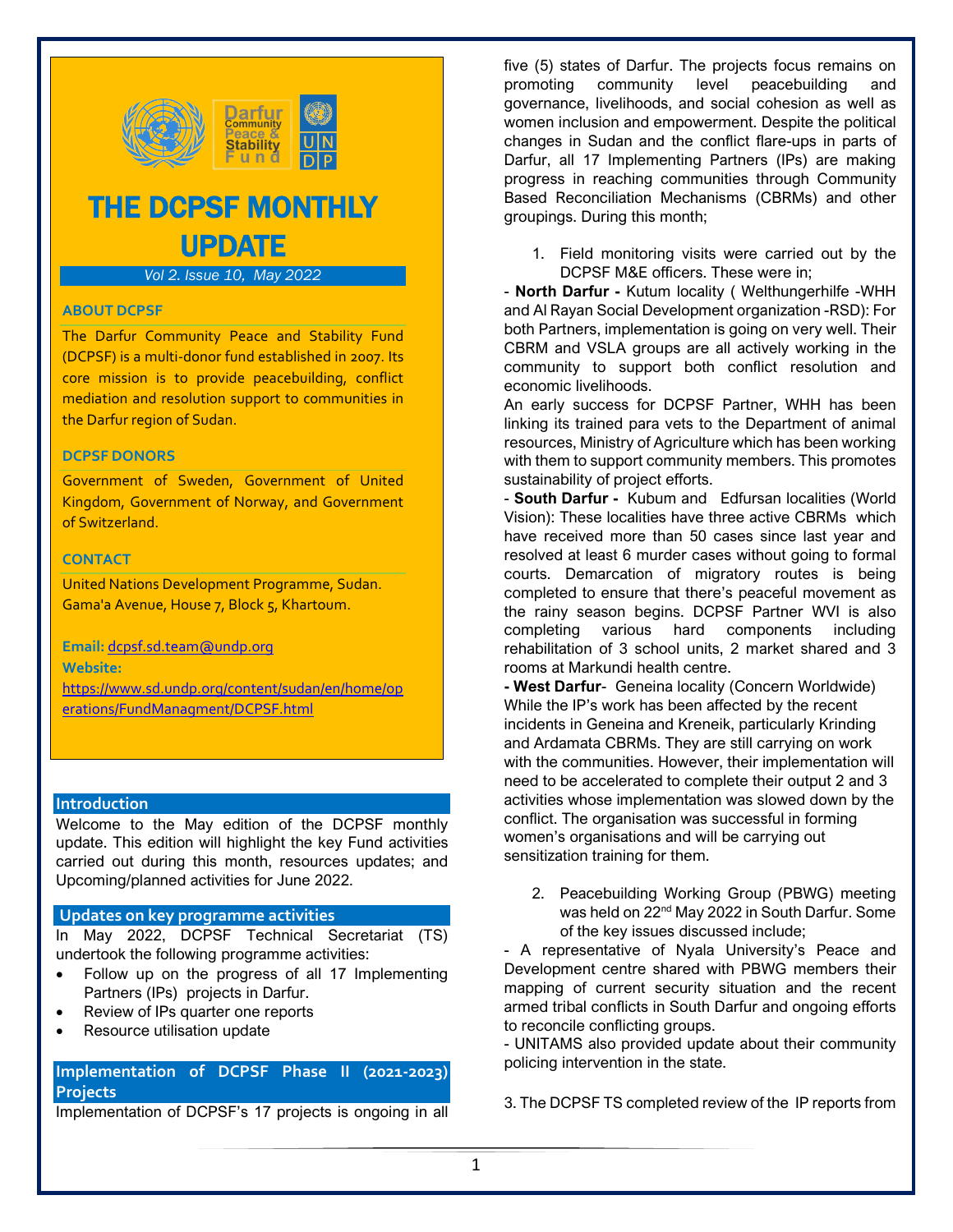# THE DCPSF MONTHLY UPDATE

*Vol 2. Issue 10, May 2022*

**ABOUT DCPSF**

The Darfur Community Peace and Stability Fund (DCPSF) is a multi-donor fund established in 2007. Its core mission is to provide peacebuilding, conflict mediation and resolution support to communities in the Darfur region of Sudan.

**DCPSF DONORS**

Government of Sweden, Government of United Kingdom, Government of Norway, and Government of Switzerland.

**CONTACT**

United Nations Development Programme, Sudan.
Gama'a Avenue, House 7, Block 5, Khartoum.

**Email:** dcpsf.sd.team@undp.org
**Website:** https://www.sd.undp.org/content/sudan/en/home/operations/FundManagment/DCPSF.html

## Introduction

Welcome to the May edition of the DCPSF monthly update. This edition will highlight the key Fund activities carried out during this month, resources updates; and Upcoming/planned activities for June 2022.

## Updates on key programme activities

In May 2022, DCPSF Technical Secretariat (TS) undertook the following programme activities:

- Follow up on the progress of all 17 Implementing Partners (IPs) projects in Darfur.
- Review of IPs quarter one reports
- Resource utilisation update

## Implementation of DCPSF Phase II (2021-2023) Projects

Implementation of DCPSF's 17 projects is ongoing in all five (5) states of Darfur. The projects focus remains on promoting community level peacebuilding and governance, livelihoods, and social cohesion as well as women inclusion and empowerment. Despite the political changes in Sudan and the conflict flare-ups in parts of Darfur, all 17 Implementing Partners (IPs) are making progress in reaching communities through Community Based Reconciliation Mechanisms (CBRMs) and other groupings. During this month;

1. Field monitoring visits were carried out by the DCPSF M&E officers. These were in;

- **North Darfur -** Kutum locality ( Welthungerhilfe -WHH and Al Rayan Social Development organization -RSD): For both Partners, implementation is going on very well. Their CBRM and VSLA groups are all actively working in the community to support both conflict resolution and economic livelihoods.

An early success for DCPSF Partner, WHH has been linking its trained para vets to the Department of animal resources, Ministry of Agriculture which has been working with them to support community members. This promotes sustainability of project efforts.

- **South Darfur -** Kubum and Edfursan localities (World Vision): These localities have three active CBRMs which have received more than 50 cases since last year and resolved at least 6 murder cases without going to formal courts. Demarcation of migratory routes is being completed to ensure that there's peaceful movement as the rainy season begins. DCPSF Partner WVI is also completing various hard components including rehabilitation of 3 school units, 2 market shared and 3 rooms at Markundi health centre.

**- West Darfur**- Geneina locality (Concern Worldwide) While the IP's work has been affected by the recent incidents in Geneina and Kreneik, particularly Krinding and Ardamata CBRMs. They are still carrying on work with the communities. However, their implementation will need to be accelerated to complete their output 2 and 3 activities whose implementation was slowed down by the conflict. The organisation was successful in forming women's organisations and will be carrying out sensitization training for them.

2. Peacebuilding Working Group (PBWG) meeting was held on 22nd May 2022 in South Darfur. Some of the key issues discussed include;

- A representative of Nyala University's Peace and Development centre shared with PBWG members their mapping of current security situation and the recent armed tribal conflicts in South Darfur and ongoing efforts to reconcile conflicting groups.

- UNITAMS also provided update about their community policing intervention in the state.

3. The DCPSF TS completed review of the IP reports from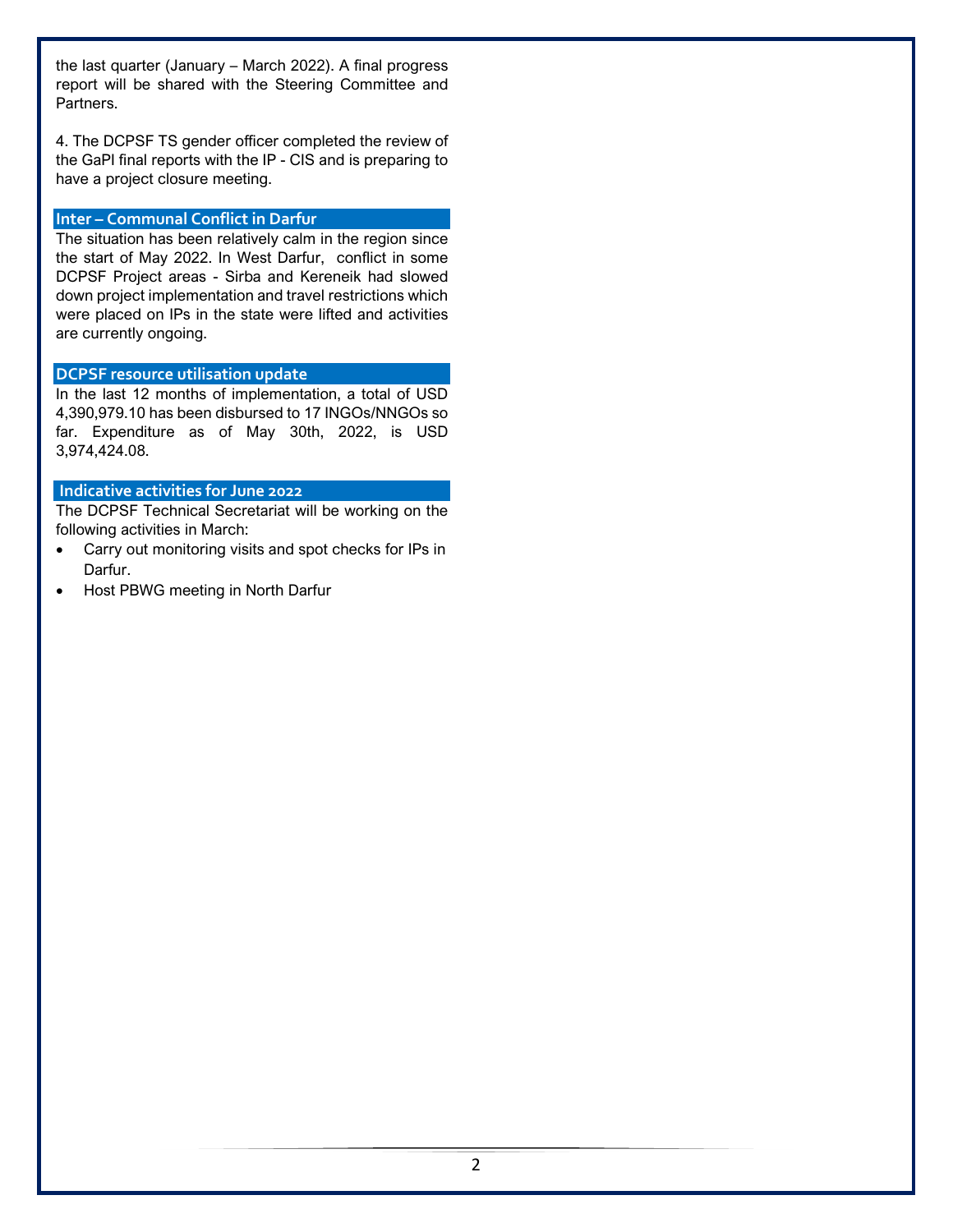the last quarter (January – March 2022). A final progress report will be shared with the Steering Committee and Partners.

4. The DCPSF TS gender officer completed the review of the GaPI final reports with the IP - CIS and is preparing to have a project closure meeting.

## Inter – Communal Conflict in Darfur

The situation has been relatively calm in the region since the start of May 2022. In West Darfur, conflict in some DCPSF Project areas - Sirba and Kereneik had slowed down project implementation and travel restrictions which were placed on IPs in the state were lifted and activities are currently ongoing.

## DCPSF resource utilisation update

In the last 12 months of implementation, a total of USD 4,390,979.10 has been disbursed to 17 INGOs/NNGOs so far. Expenditure as of May 30th, 2022, is USD 3,974,424.08.

## Indicative activities for June 2022

The DCPSF Technical Secretariat will be working on the following activities in March:

- Carry out monitoring visits and spot checks for IPs in Darfur.
- Host PBWG meeting in North Darfur